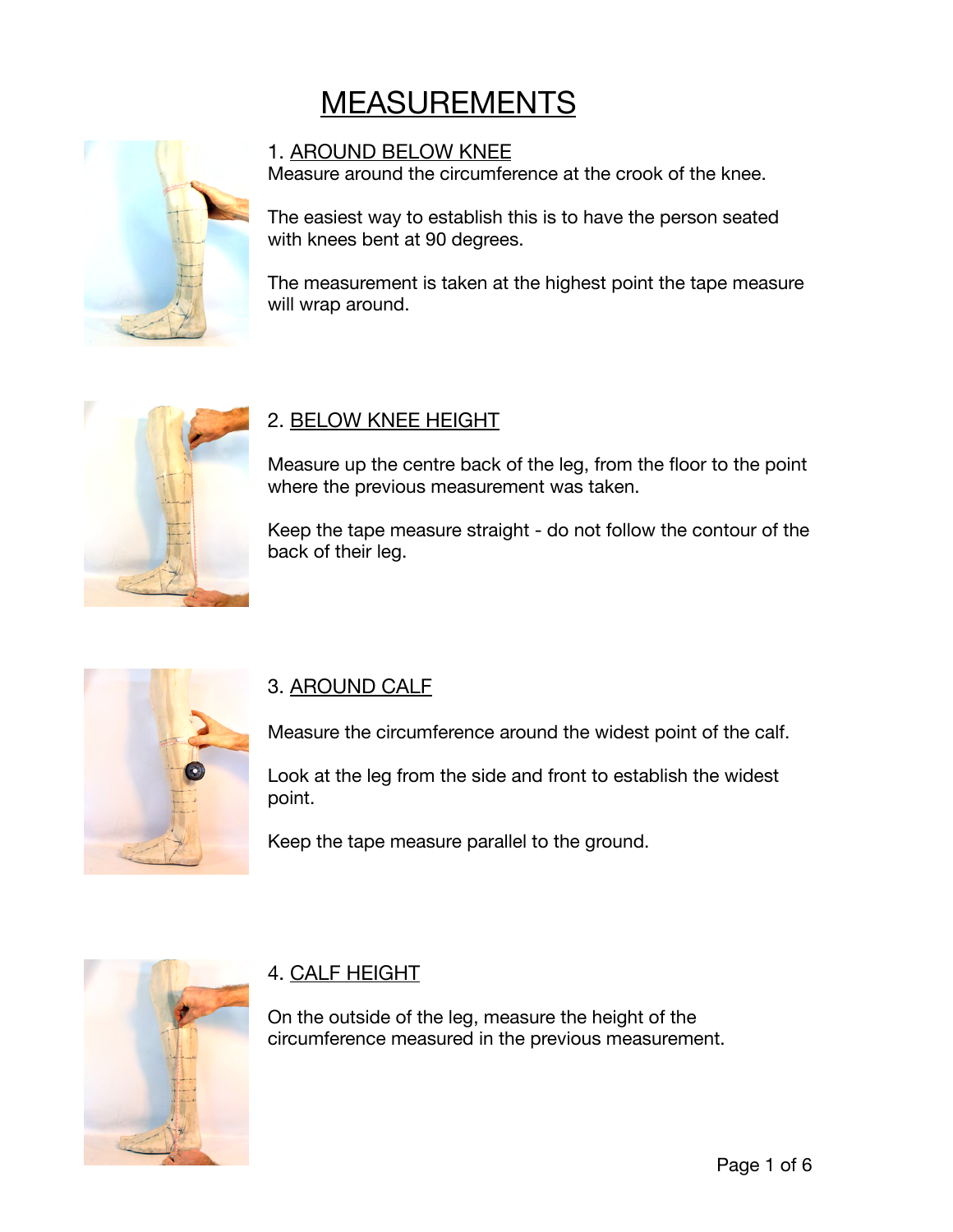# MEASUREMENTS

## 1. AROUND BELOW KNEE

Measure around the circumference at the crook of the knee.

The easiest way to establish this is to have the person seated with knees bent at 90 degrees.

The measurement is taken at the highest point the tape measure will wrap around.

## 2. BELOW KNEE HEIGHT

Measure up the centre back of the leg, from the floor to the point where the previous measurement was taken.

Keep the tape measure straight - do not follow the contour of the back of their leg.

## 3. AROUND CALF

Measure the circumference around the widest point of the calf.

Look at the leg from the side and front to establish the widest point.

Keep the tape measure parallel to the ground.

## 4. CALF HEIGHT

On the outside of the leg, measure the height of the circumference measured in the previous measurement.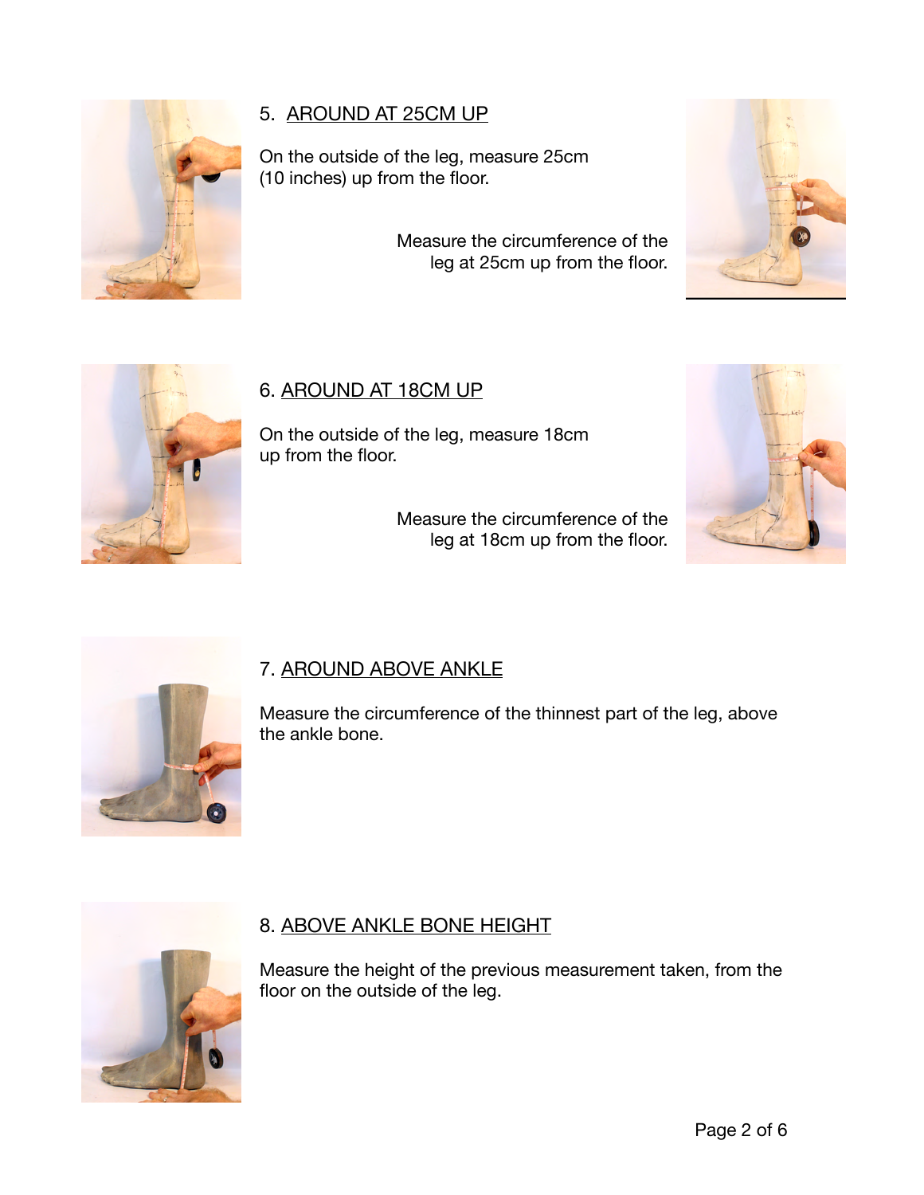## 5. AROUND AT 25CM UP

On the outside of the leg, measure 25cm (10 inches) up from the floor.

Measure the circumference of the leg at 25cm up from the floor.

## 6. AROUND AT 18CM UP

On the outside of the leg, measure 18cm up from the floor.

Measure the circumference of the leg at 18cm up from the floor.

## 7. AROUND ABOVE ANKLE

Measure the circumference of the thinnest part of the leg, above the ankle bone.

## 8. ABOVE ANKLE BONE HEIGHT

Measure the height of the previous measurement taken, from the floor on the outside of the leg.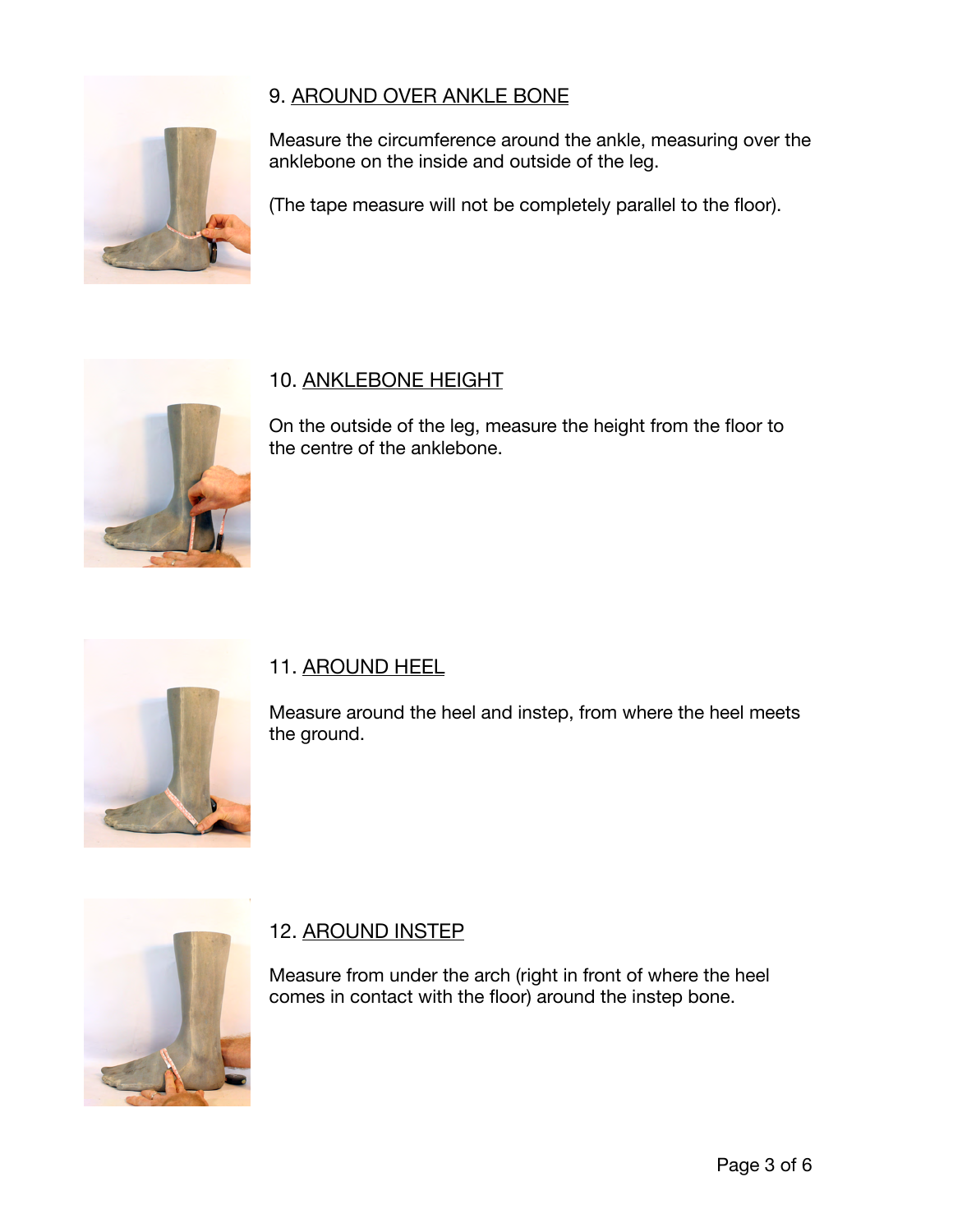## 9. AROUND OVER ANKLE BONE

Measure the circumference around the ankle, measuring over the anklebone on the inside and outside of the leg.

(The tape measure will not be completely parallel to the floor).

## 10. ANKLEBONE HEIGHT

On the outside of the leg, measure the height from the floor to the centre of the anklebone.

## 11. AROUND HEEL

Measure around the heel and instep, from where the heel meets the ground.

## 12. AROUND INSTEP

Measure from under the arch (right in front of where the heel comes in contact with the floor) around the instep bone.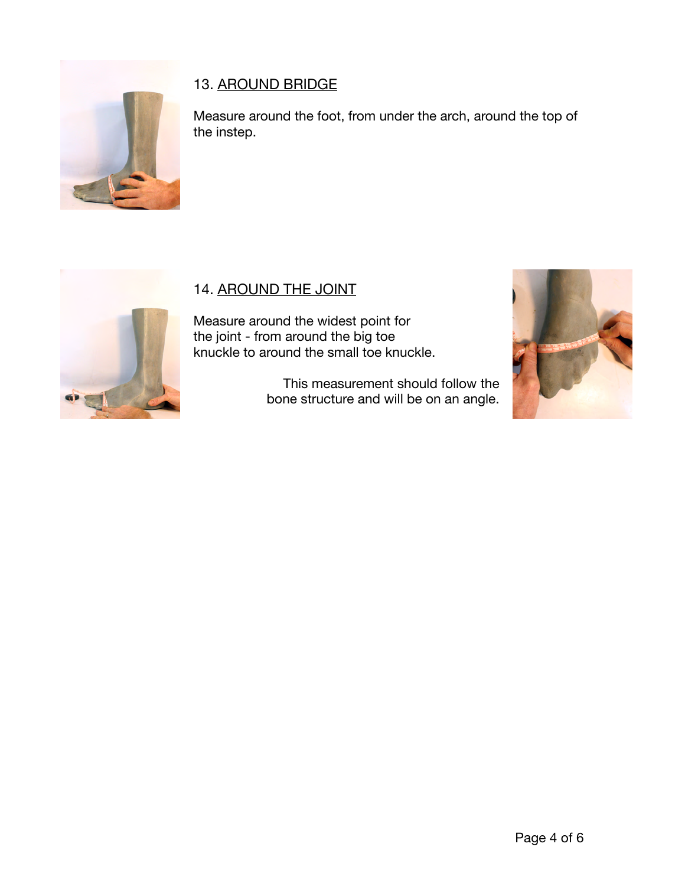13. AROUND BRIDGE

Measure around the foot, from under the arch, around the top of the instep.

14. AROUND THE JOINT

Measure around the widest point for the joint - from around the big toe knuckle to around the small toe knuckle.

This measurement should follow the bone structure and will be on an angle.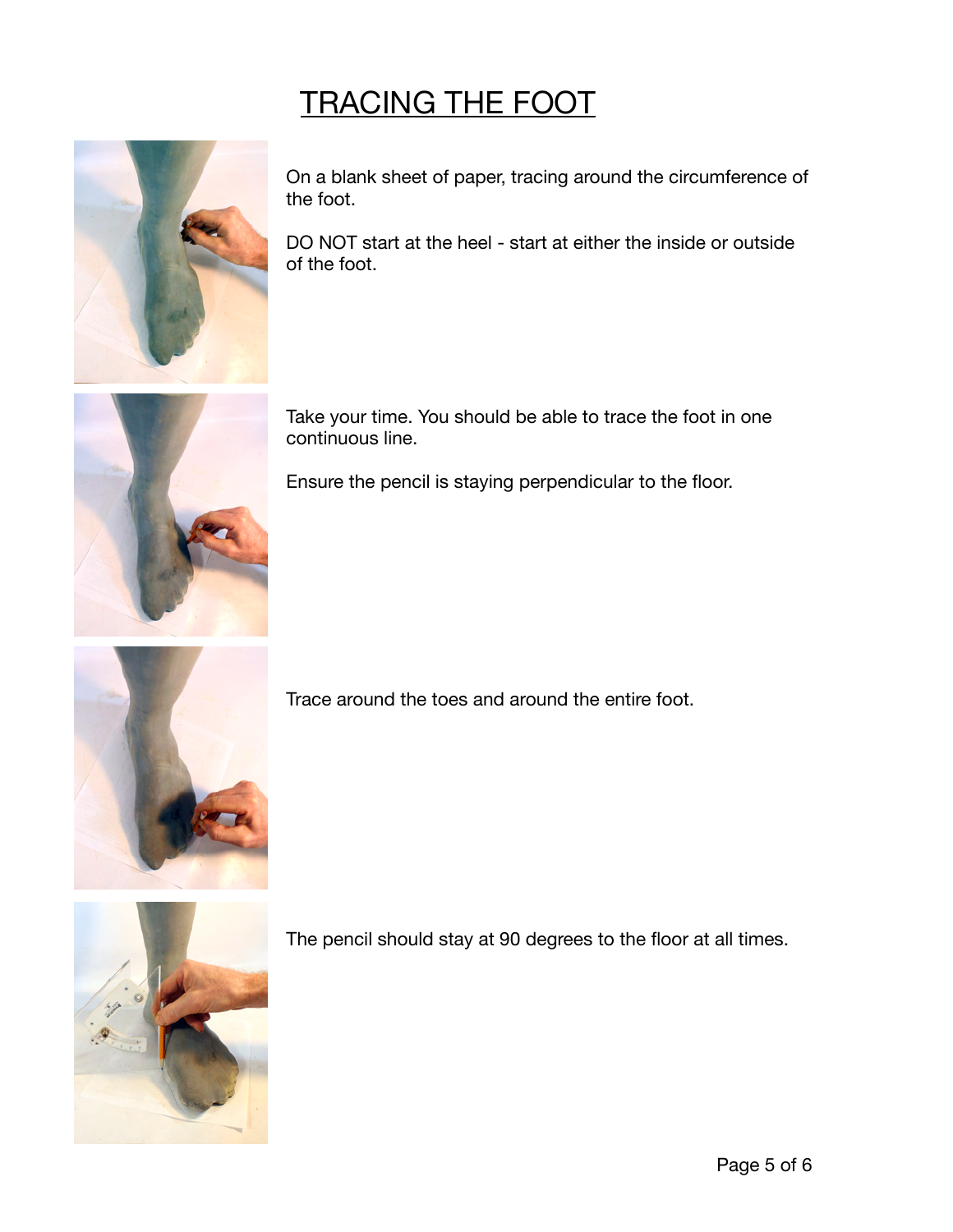# TRACING THE FOOT

On a blank sheet of paper, tracing around the circumference of the foot.

DO NOT start at the heel - start at either the inside or outside of the foot.

Take your time. You should be able to trace the foot in one continuous line.

Ensure the pencil is staying perpendicular to the floor.

Trace around the toes and around the entire foot.

The pencil should stay at 90 degrees to the floor at all times.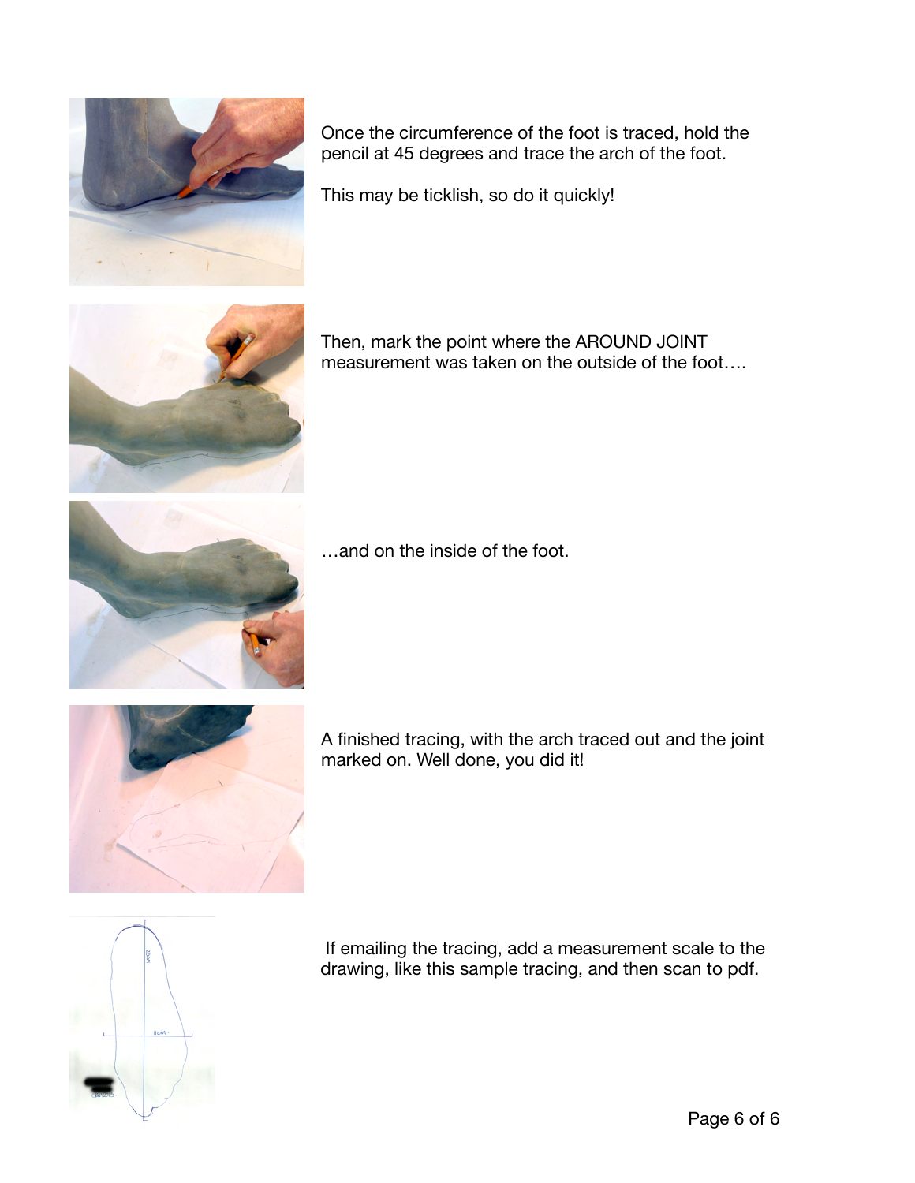Once the circumference of the foot is traced, hold the pencil at 45 degrees and trace the arch of the foot.

This may be ticklish, so do it quickly!

Then, mark the point where the AROUND JOINT measurement was taken on the outside of the foot….

…and on the inside of the foot.

A finished tracing, with the arch traced out and the joint marked on. Well done, you did it!

If emailing the tracing, add a measurement scale to the drawing, like this sample tracing, and then scan to pdf.